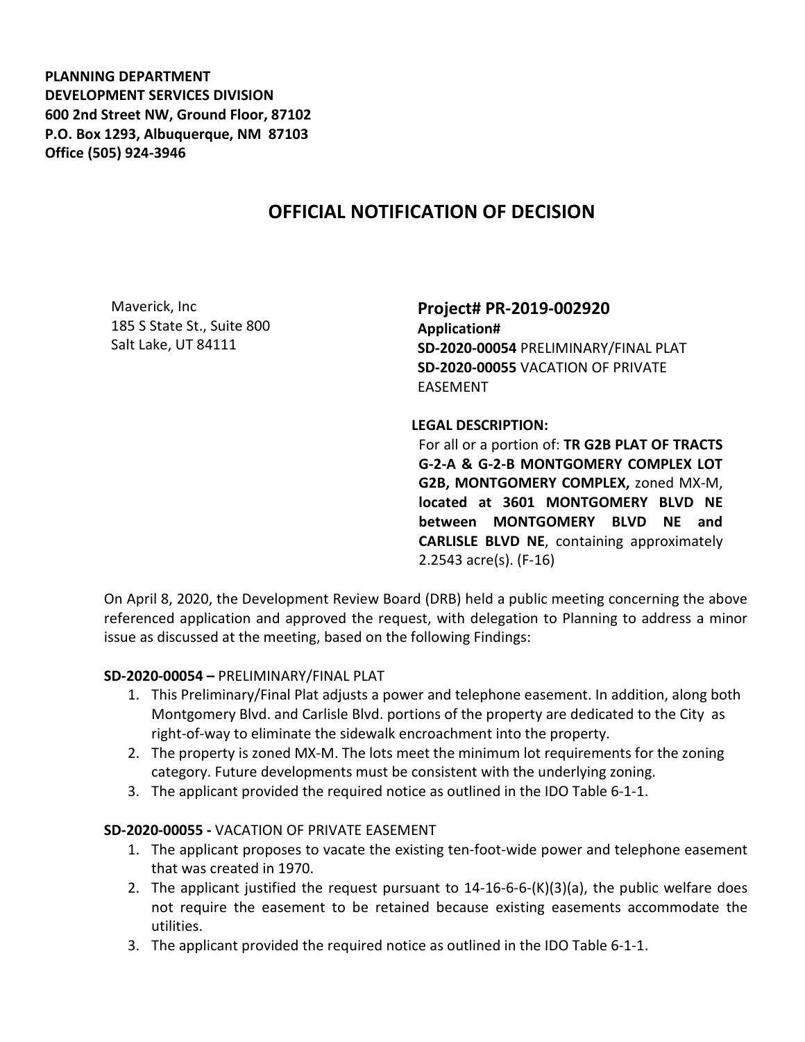**PLANNING DEPARTMENT**
**DEVELOPMENT SERVICES DIVISION**
**600 2nd Street NW, Ground Floor, 87102**
**P.O. Box 1293, Albuquerque, NM 87103**
**Office (505) 924-3946**

# OFFICIAL NOTIFICATION OF DECISION

Maverick, Inc
185 S State St., Suite 800
Salt Lake, UT 84111

**Project# PR-2019-002920**
**Application#**
**SD-2020-00054** PRELIMINARY/FINAL PLAT
**SD-2020-00055** VACATION OF PRIVATE EASEMENT

**LEGAL DESCRIPTION:**
For all or a portion of: **TR G2B PLAT OF TRACTS G-2-A & G-2-B MONTGOMERY COMPLEX LOT G2B, MONTGOMERY COMPLEX,** zoned MX-M, **located at 3601 MONTGOMERY BLVD NE between MONTGOMERY BLVD NE and CARLISLE BLVD NE**, containing approximately 2.2543 acre(s). (F-16)

On April 8, 2020, the Development Review Board (DRB) held a public meeting concerning the above referenced application and approved the request, with delegation to Planning to address a minor issue as discussed at the meeting, based on the following Findings:

**SD-2020-00054 –** PRELIMINARY/FINAL PLAT

1. This Preliminary/Final Plat adjusts a power and telephone easement. In addition, along both Montgomery Blvd. and Carlisle Blvd. portions of the property are dedicated to the City as right-of-way to eliminate the sidewalk encroachment into the property.
2. The property is zoned MX-M. The lots meet the minimum lot requirements for the zoning category. Future developments must be consistent with the underlying zoning.
3. The applicant provided the required notice as outlined in the IDO Table 6-1-1.

**SD-2020-00055 -** VACATION OF PRIVATE EASEMENT

1. The applicant proposes to vacate the existing ten-foot-wide power and telephone easement that was created in 1970.
2. The applicant justified the request pursuant to 14-16-6-6-(K)(3)(a), the public welfare does not require the easement to be retained because existing easements accommodate the utilities.
3. The applicant provided the required notice as outlined in the IDO Table 6-1-1.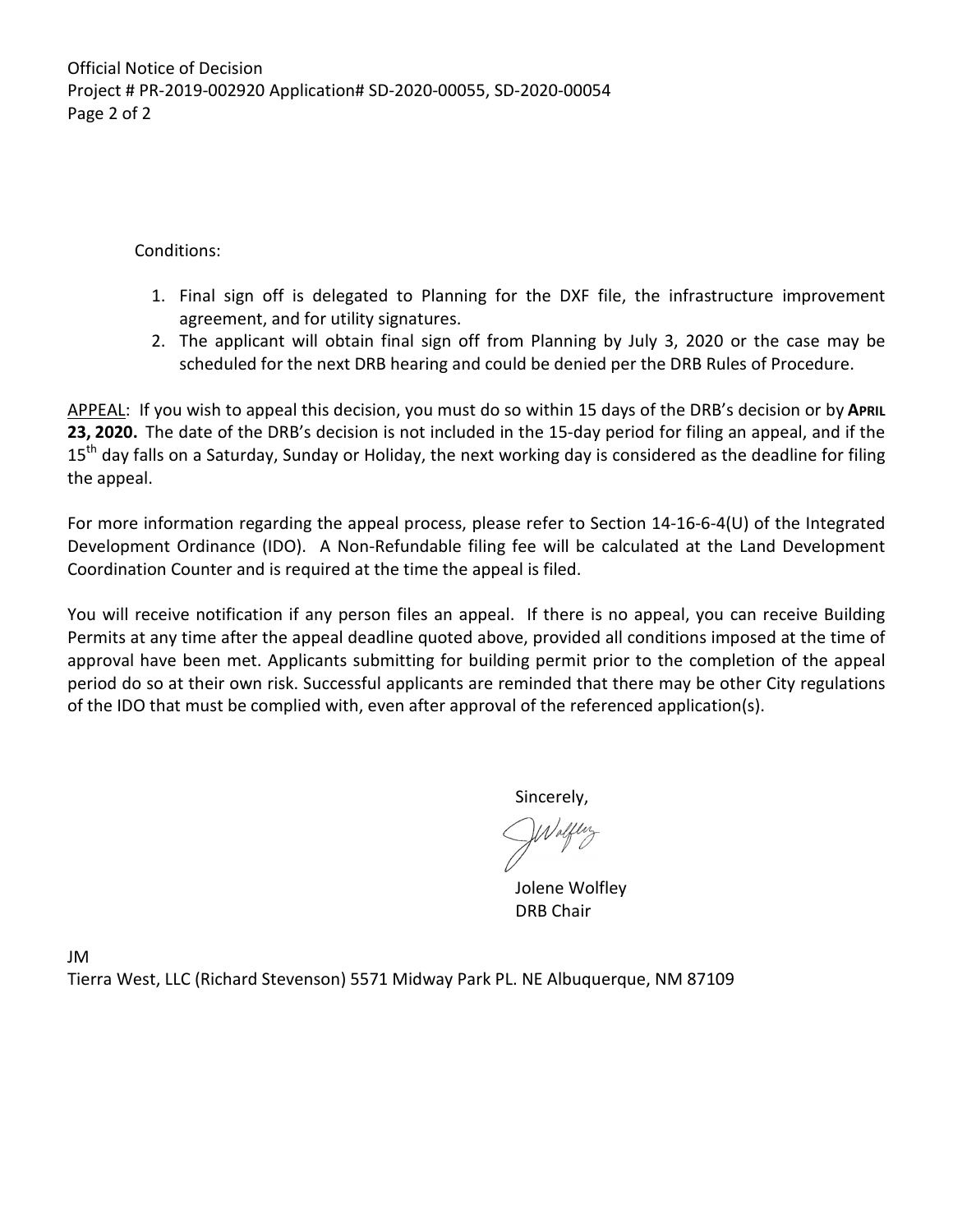Conditions:

1. Final sign off is delegated to Planning for the DXF file, the infrastructure improvement agreement, and for utility signatures.
2. The applicant will obtain final sign off from Planning by July 3, 2020 or the case may be scheduled for the next DRB hearing and could be denied per the DRB Rules of Procedure.

APPEAL: If you wish to appeal this decision, you must do so within 15 days of the DRB's decision or by **APRIL 23, 2020.** The date of the DRB's decision is not included in the 15-day period for filing an appeal, and if the 15th day falls on a Saturday, Sunday or Holiday, the next working day is considered as the deadline for filing the appeal.

For more information regarding the appeal process, please refer to Section 14-16-6-4(U) of the Integrated Development Ordinance (IDO). A Non-Refundable filing fee will be calculated at the Land Development Coordination Counter and is required at the time the appeal is filed.

You will receive notification if any person files an appeal. If there is no appeal, you can receive Building Permits at any time after the appeal deadline quoted above, provided all conditions imposed at the time of approval have been met. Applicants submitting for building permit prior to the completion of the appeal period do so at their own risk. Successful applicants are reminded that there may be other City regulations of the IDO that must be complied with, even after approval of the referenced application(s).

Sincerely,

Jolene Wolfley
DRB Chair

JM
Tierra West, LLC (Richard Stevenson) 5571 Midway Park PL. NE Albuquerque, NM 87109